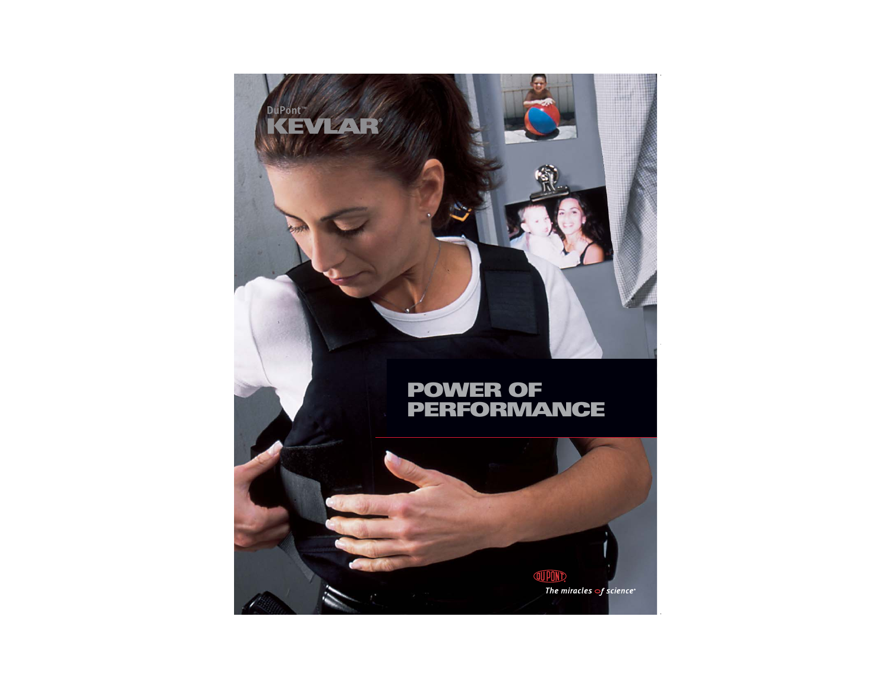DuPont™

# KEVLAR®

# POWER OF PERFORMANCE

DUPONT

*The miracles of science®*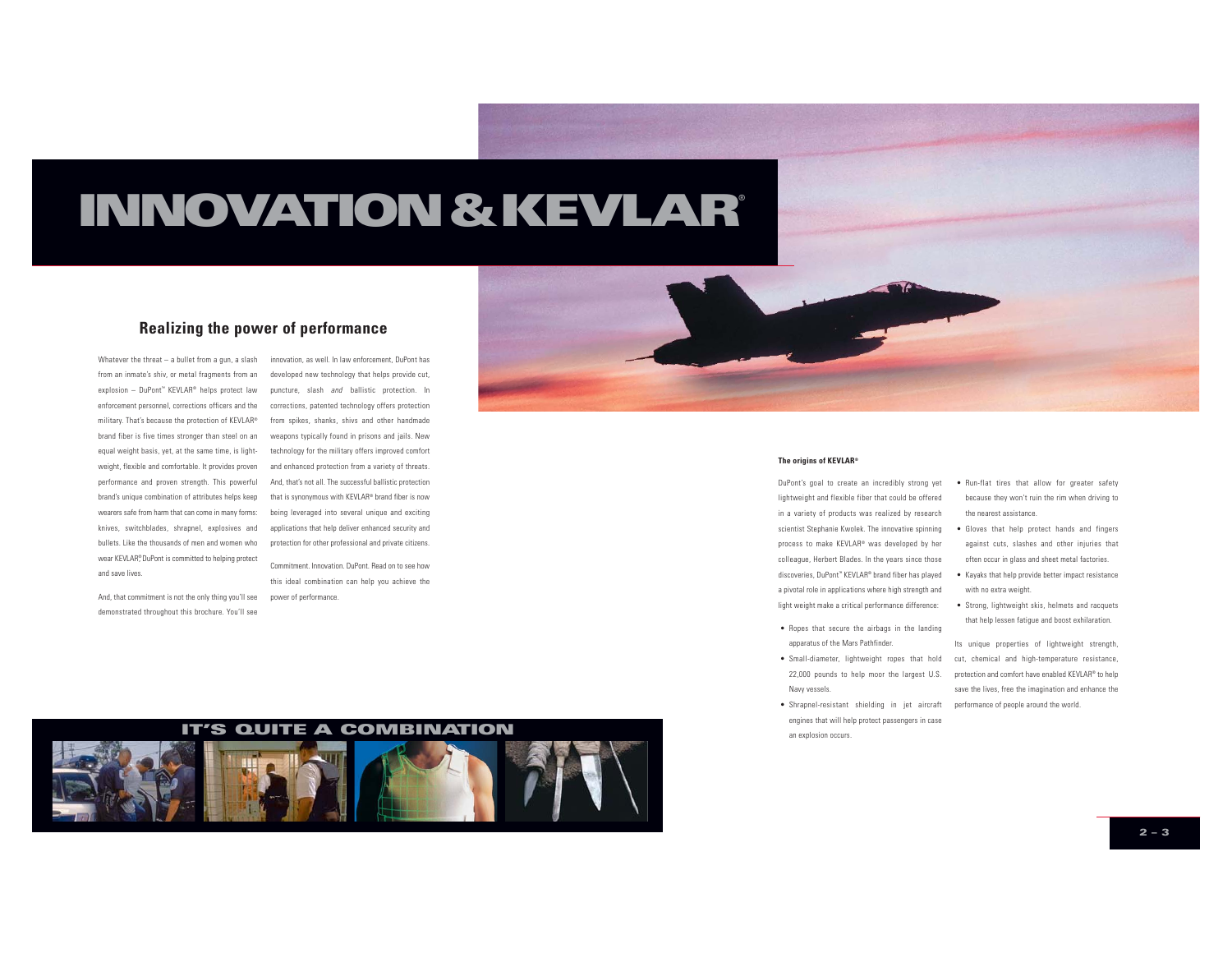# INNOVATION & KEVLAR®

## Realizing the power of performance

Whatever the threat – a bullet from a gun, a slash from an inmate's shiv, or metal fragments from an explosion – DuPont™ KEVLAR® helps protect law enforcement personnel, corrections officers and the military. That's because the protection of KEVLAR® brand fiber is five times stronger than steel on an equal weight basis, yet, at the same time, is lightweight, flexible and comfortable. It provides proven performance and proven strength. This powerful brand's unique combination of attributes helps keep wearers safe from harm that can come in many forms: knives, switchblades, shrapnel, explosives and bullets. Like the thousands of men and women who wear KEVLAR®, DuPont is committed to helping protect and save lives.

And, that commitment is not the only thing you'll see demonstrated throughout this brochure. You'll see innovation, as well. In law enforcement, DuPont has developed new technology that helps provide cut, puncture, slash *and* ballistic protection. In corrections, patented technology offers protection from spikes, shanks, shivs and other handmade weapons typically found in prisons and jails. New technology for the military offers improved comfort and enhanced protection from a variety of threats. And, that's not all. The successful ballistic protection that is synonymous with KEVLAR® brand fiber is now being leveraged into several unique and exciting applications that help deliver enhanced security and protection for other professional and private citizens.

Commitment. Innovation. DuPont. Read on to see how this ideal combination can help you achieve the power of performance.

**The origins of KEVLAR®**

DuPont's goal to create an incredibly strong yet lightweight and flexible fiber that could be offered in a variety of products was realized by research scientist Stephanie Kwolek. The innovative spinning process to make KEVLAR® was developed by her colleague, Herbert Blades. In the years since those discoveries, DuPont™ KEVLAR® brand fiber has played a pivotal role in applications where high strength and light weight make a critical performance difference:

- Ropes that secure the airbags in the landing apparatus of the Mars Pathfinder.
- Small-diameter, lightweight ropes that hold 22,000 pounds to help moor the largest U.S. Navy vessels.
- Shrapnel-resistant shielding in jet aircraft engines that will help protect passengers in case an explosion occurs.
- Run-flat tires that allow for greater safety because they won't ruin the rim when driving to the nearest assistance.
- Gloves that help protect hands and fingers against cuts, slashes and other injuries that often occur in glass and sheet metal factories.
- Kayaks that help provide better impact resistance with no extra weight.
- Strong, lightweight skis, helmets and racquets that help lessen fatigue and boost exhilaration.

Its unique properties of lightweight strength, cut, chemical and high-temperature resistance, protection and comfort have enabled KEVLAR® to help save the lives, free the imagination and enhance the performance of people around the world.

**IT'S QUITE A COMBINATION**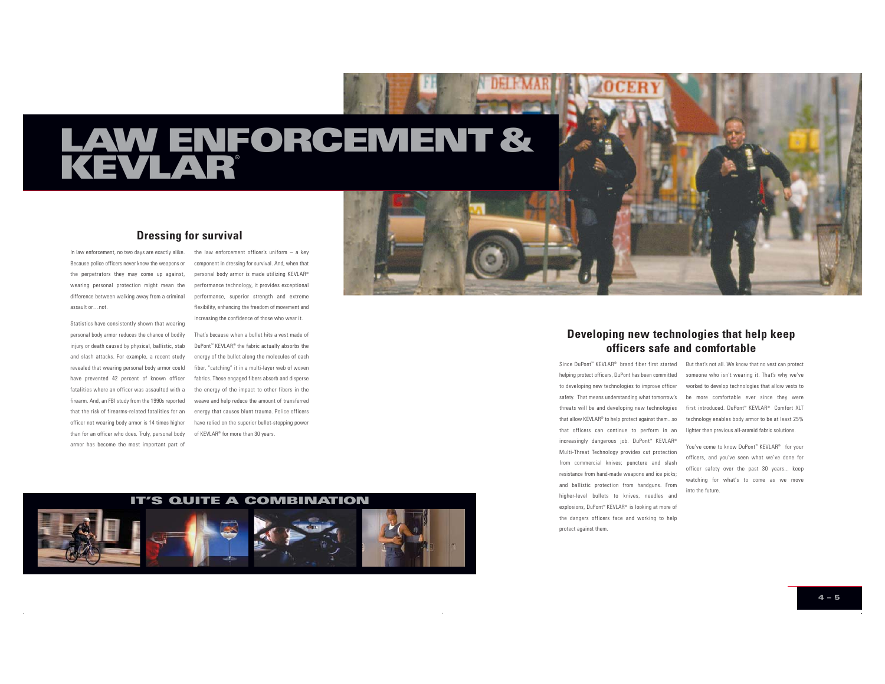# LAW ENFORCEMENT & KEVLAR®

## Dressing for survival

In law enforcement, no two days are exactly alike. Because police officers never know the weapons or the perpetrators they may come up against, wearing personal protection might mean the difference between walking away from a criminal assault or…not.

Statistics have consistently shown that wearing personal body armor reduces the chance of bodily injury or death caused by physical, ballistic, stab and slash attacks. For example, a recent study revealed that wearing personal body armor could have prevented 42 percent of known officer fatalities where an officer was assaulted with a firearm. And, an FBI study from the 1990s reported that the risk of firearms-related fatalities for an officer not wearing body armor is 14 times higher than for an officer who does. Truly, personal body armor has become the most important part of the law enforcement officer's uniform – a key component in dressing for survival. And, when that personal body armor is made utilizing KEVLAR® performance technology, it provides exceptional performance, superior strength and extreme flexibility, enhancing the freedom of movement and increasing the confidence of those who wear it.

That's because when a bullet hits a vest made of DuPont™ KEVLAR®, the fabric actually absorbs the energy of the bullet along the molecules of each fiber, "catching" it in a multi-layer web of woven fabrics. These engaged fibers absorb and disperse the energy of the impact to other fibers in the weave and help reduce the amount of transferred energy that causes blunt trauma. Police officers have relied on the superior bullet-stopping power of KEVLAR® for more than 30 years.

## IT'S QUITE A COMBINATION

## Developing new technologies that help keep officers safe and comfortable

Since DuPont™ KEVLAR® brand fiber first started helping protect officers, DuPont has been committed to developing new technologies to improve officer safety. That means understanding what tomorrow's threats will be and developing new technologies that allow KEVLAR® to help protect against them...so that officers can continue to perform in an increasingly dangerous job. DuPont™ KEVLAR® Multi-Threat Technology provides cut protection from commercial knives; puncture and slash resistance from hand-made weapons and ice picks; and ballistic protection from handguns. From higher-level bullets to knives, needles and explosions, DuPont™ KEVLAR® is looking at more of the dangers officers face and working to help protect against them.

But that's not all. We know that no vest can protect someone who isn't wearing it. That's why we've worked to develop technologies that allow vests to be more comfortable ever since they were first introduced. DuPont™ KEVLAR® Comfort XLT technology enables body armor to be at least 25% lighter than previous all-aramid fabric solutions.

You've come to know DuPont™ KEVLAR® for your officers, and you've seen what we've done for officer safety over the past 30 years... keep watching for what's to come as we move into the future.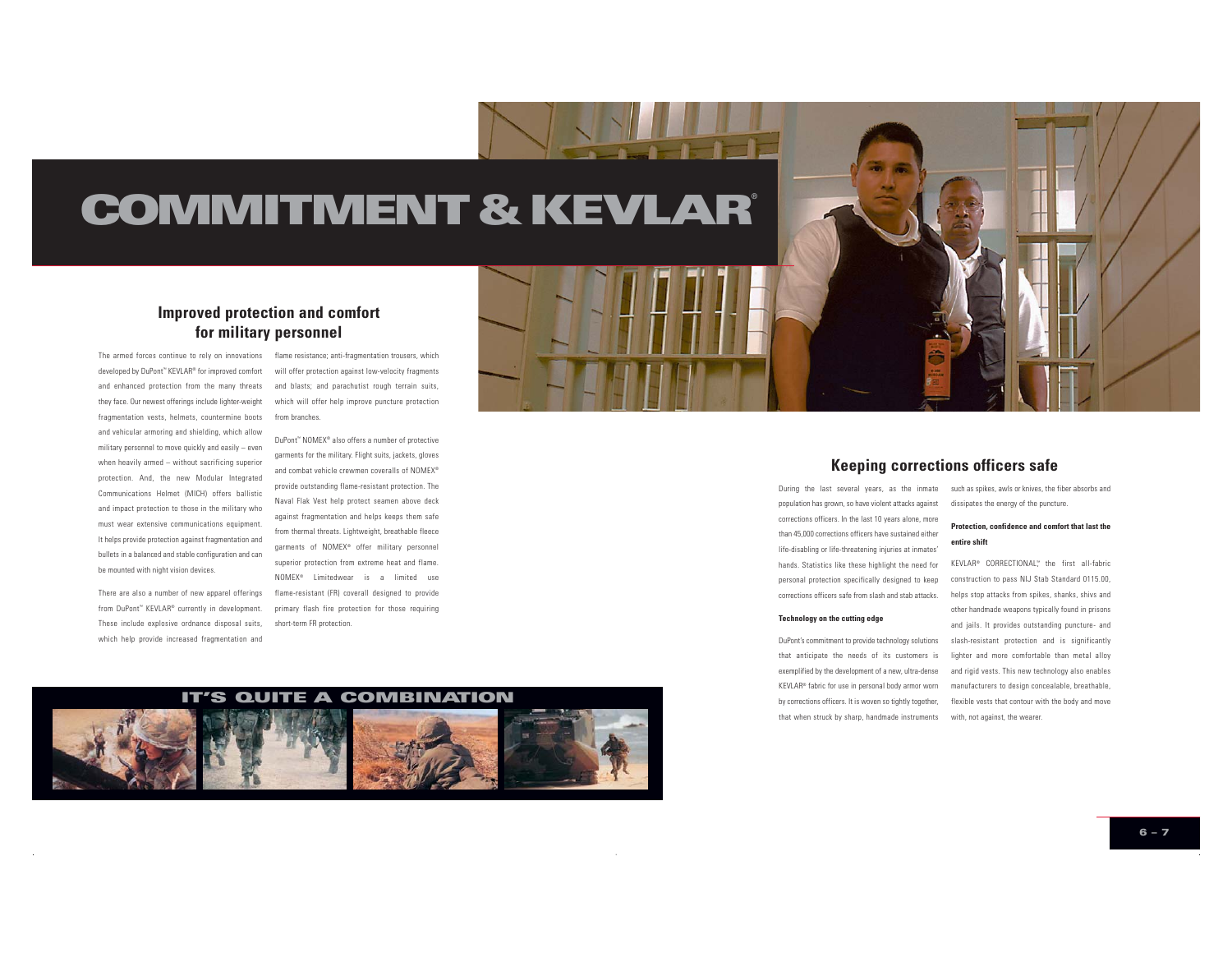# COMMITMENT & KEVLAR®

## Improved protection and comfort for military personnel

The armed forces continue to rely on innovations developed by DuPont™ KEVLAR® for improved comfort and enhanced protection from the many threats they face. Our newest offerings include lighter-weight fragmentation vests, helmets, countermine boots and vehicular armoring and shielding, which allow military personnel to move quickly and easily – even when heavily armed – without sacrificing superior protection. And, the new Modular Integrated Communications Helmet (MICH) offers ballistic and impact protection to those in the military who must wear extensive communications equipment. It helps provide protection against fragmentation and bullets in a balanced and stable configuration and can be mounted with night vision devices.

There are also a number of new apparel offerings from DuPont™ KEVLAR® currently in development. These include explosive ordnance disposal suits, which help provide increased fragmentation and flame resistance; anti-fragmentation trousers, which will offer protection against low-velocity fragments and blasts; and parachutist rough terrain suits, which will offer help improve puncture protection from branches.

DuPont™ NOMEX® also offers a number of protective garments for the military. Flight suits, jackets, gloves and combat vehicle crewmen coveralls of NOMEX® provide outstanding flame-resistant protection. The Naval Flak Vest help protect seamen above deck against fragmentation and helps keeps them safe from thermal threats. Lightweight, breathable fleece garments of NOMEX® offer military personnel superior protection from extreme heat and flame. NOMEX® Limitedwear is a limited use flame-resistant (FR) coverall designed to provide primary flash fire protection for those requiring short-term FR protection.

**IT'S QUITE A COMBINATION**

## Keeping corrections officers safe

During the last several years, as the inmate population has grown, so have violent attacks against corrections officers. In the last 10 years alone, more than 45,000 corrections officers have sustained either life-disabling or life-threatening injuries at inmates' hands. Statistics like these highlight the need for personal protection specifically designed to keep corrections officers safe from slash and stab attacks.

#### Technology on the cutting edge

DuPont's commitment to provide technology solutions that anticipate the needs of its customers is exemplified by the development of a new, ultra-dense KEVLAR® fabric for use in personal body armor worn by corrections officers. It is woven so tightly together, that when struck by sharp, handmade instruments such as spikes, awls or knives, the fiber absorbs and dissipates the energy of the puncture.

#### Protection, confidence and comfort that last the entire shift

KEVLAR® CORRECTIONAL™, the first all-fabric construction to pass NIJ Stab Standard 0115.00, helps stop attacks from spikes, shanks, shivs and other handmade weapons typically found in prisons and jails. It provides outstanding puncture- and slash-resistant protection and is significantly lighter and more comfortable than metal alloy and rigid vests. This new technology also enables manufacturers to design concealable, breathable, flexible vests that contour with the body and move with, not against, the wearer.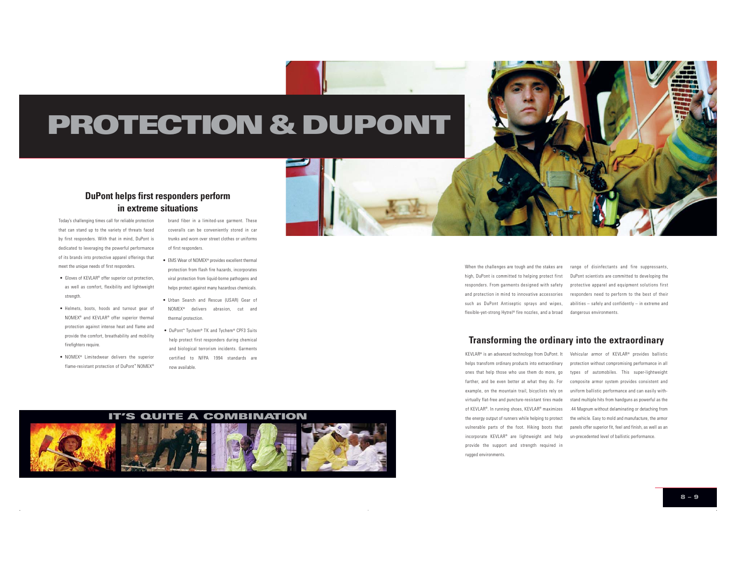# PROTECTION & DUPONT

## DuPont helps first responders perform in extreme situations

Today's challenging times call for reliable protection that can stand up to the variety of threats faced by first responders. With that in mind, DuPont is dedicated to leveraging the powerful performance of its brands into protective apparel offerings that meet the unique needs of first responders.

- Gloves of KEVLAR® offer superior cut protection, as well as comfort, flexibility and lightweight strength.
- Helmets, boots, hoods and turnout gear of NOMEX® and KEVLAR® offer superior thermal protection against intense heat and flame and provide the comfort, breathability and mobility firefighters require.
- NOMEX® Limitedwear delivers the superior flame-resistant protection of DuPont™ NOMEX® brand fiber in a limited-use garment. These coveralls can be conveniently stored in car trunks and worn over street clothes or uniforms of first responders.
- EMS Wear of NOMEX® provides excellent thermal protection from flash fire hazards, incorporates viral protection from liquid-borne pathogens and helps protect against many hazardous chemicals.
- Urban Search and Rescue (USAR) Gear of NOMEX® delivers abrasion, cut and thermal protection.
- DuPont™ Tychem® TK and Tychem® CPF3 Suits help protect first responders during chemical and biological terrorism incidents. Garments certified to NFPA 1994 standards are now available.

## IT'S QUITE A COMBINATION

When the challenges are tough and the stakes are high, DuPont is committed to helping protect first responders. From garments designed with safety and protection in mind to innovative accessories such as DuPont Antiseptic sprays and wipes, flexible-yet-strong Hytrel® fire nozzles, and a broad range of disinfectants and fire suppressants, DuPont scientists are committed to developing the protective apparel and equipment solutions first responders need to perform to the best of their abilities – safely and confidently – in extreme and dangerous environments.

## Transforming the ordinary into the extraordinary

KEVLAR® is an advanced technology from DuPont. It helps transform ordinary products into extraordinary ones that help those who use them do more, go farther, and be even better at what they do. For example, on the mountain trail, bicyclists rely on virtually flat-free and puncture-resistant tires made of KEVLAR®. In running shoes, KEVLAR® maximizes the energy output of runners while helping to protect vulnerable parts of the foot. Hiking boots that incorporate KEVLAR® are lightweight and help provide the support and strength required in rugged environments.

Vehicular armor of KEVLAR® provides ballistic protection without compromising performance in all types of automobiles. This super-lightweight composite armor system provides consistent and uniform ballistic performance and can easily withstand multiple hits from handguns as powerful as the .44 Magnum without delaminating or detaching from the vehicle. Easy to mold and manufacture, the armor panels offer superior fit, feel and finish, as well as an un-precedented level of ballistic performance.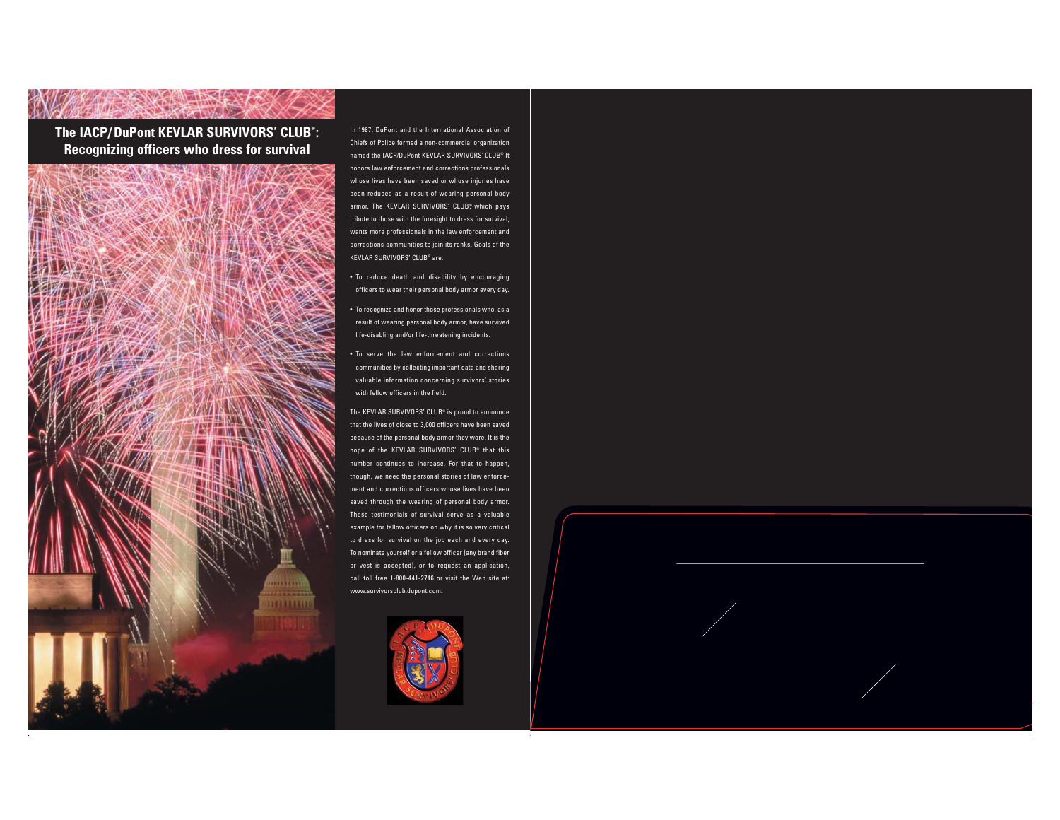## The IACP/DuPont KEVLAR SURVIVORS' CLUB®: Recognizing officers who dress for survival

In 1987, DuPont and the International Association of Chiefs of Police formed a non-commercial organization named the IACP/DuPont KEVLAR SURVIVORS' CLUB® It honors law enforcement and corrections professionals whose lives have been saved or whose injuries have been reduced as a result of wearing personal body armor. The KEVLAR SURVIVORS' CLUB® which pays tribute to those with the foresight to dress for survival, wants more professionals in the law enforcement and corrections communities to join its ranks. Goals of the KEVLAR SURVIVORS' CLUB® are:

- To reduce death and disability by encouraging officers to wear their personal body armor every day.
- To recognize and honor those professionals who, as a result of wearing personal body armor, have survived life-disabling and/or life-threatening incidents.
- To serve the law enforcement and corrections communities by collecting important data and sharing valuable information concerning survivors' stories with fellow officers in the field.

The KEVLAR SURVIVORS' CLUB® is proud to announce that the lives of close to 3,000 officers have been saved because of the personal body armor they wore. It is the hope of the KEVLAR SURVIVORS' CLUB® that this number continues to increase. For that to happen, though, we need the personal stories of law enforcement and corrections officers whose lives have been saved through the wearing of personal body armor. These testimonials of survival serve as a valuable example for fellow officers on why it is so very critical to dress for survival on the job each and every day. To nominate yourself or a fellow officer (any brand fiber or vest is accepted), or to request an application, call toll free 1-800-441-2746 or visit the Web site at: www.survivorsclub.dupont.com.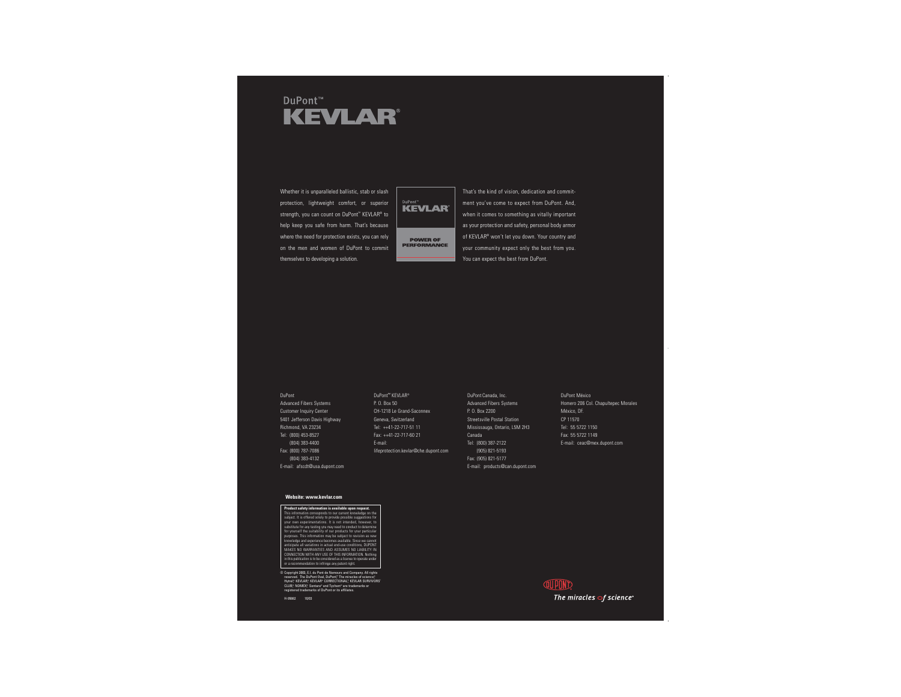# DuPont™ KEVLAR®

Whether it is unparalleled ballistic, stab or slash protection, lightweight comfort, or superior strength, you can count on DuPont™ KEVLAR® to help keep you safe from harm. That's because where the need for protection exists, you can rely on the men and women of DuPont to commit themselves to developing a solution.

DuPont™ KEVLAR®

POWER OF PERFORMANCE

That's the kind of vision, dedication and commitment you've come to expect from DuPont. And, when it comes to something as vitally important as your protection and safety, personal body armor of KEVLAR® won't let you down. Your country and your community expect only the best from you. You can expect the best from DuPont.

DuPont
Advanced Fibers Systems
Customer Inquiry Center
5401 Jefferson Davis Highway
Richmond, VA 23234
Tel: (800) 453-8527
(804) 383-4400
Fax: (800) 787-7086
(804) 383-4132
E-mail: afscdt@usa.dupont.com

DuPont™ KEVLAR®
P. O. Box 50
CH-1218 Le Grand-Saconnex
Geneva, Switzerland
Tel: ++41-22-717-51 11
Fax: ++41-22-717-60 21
E-mail:
lifeprotection.kevlar@che.dupont.com

DuPont Canada, Inc.
Advanced Fibers Systems
P. O. Box 2200
Streetsville Postal Station
Mississauga, Ontario, L5M 2H3
Canada
Tel: (800) 387-2122
(905) 821-5193
Fax: (905) 821-5177
E-mail: products@can.dupont.com

DuPont México
Homero 206 Col. Chapultepec Morales
México, DF.
CP 11570
Tel: 55 5722 1150
Fax: 55 5722 1149
E-mail: ceac@mex.dupont.com

**Website: www.kevlar.com**

**Product safety information is available upon request.**
This information corresponds to our current knowledge on the subject. It is offered solely to provide possible suggestions for your own experimentations. It is not intended, however, to substitute for any testing you may need to conduct to determine for yourself the suitability of our products for your particular purposes. This information may be subject to revision as new knowledge and experience becomes available. Since we cannot anticipate all variations in actual end-use conditions, DUPONT MAKES NO WARRANTIES AND ASSUMES NO LIABILITY IN CONNECTION WITH ANY USE OF THIS INFORMATION. Nothing in this publication is to be considered as a license to operate under or a recommendation to infringe any patent right.

© Copyright 2003, E.I. du Pont de Nemours and Company. All rights reserved. The DuPont Oval, DuPont™ The miracles of science™, Hytrel®, KEVLAR®, KEVLAR® CORRECTIONAL®, KEVLAR SURVIVORS' CLUB®, NOMEX®, Sontara® and Tychem® are trademarks or registered trademarks of DuPont or its affiliates.

H-95662 10/03

DUPONT
The miracles of science™